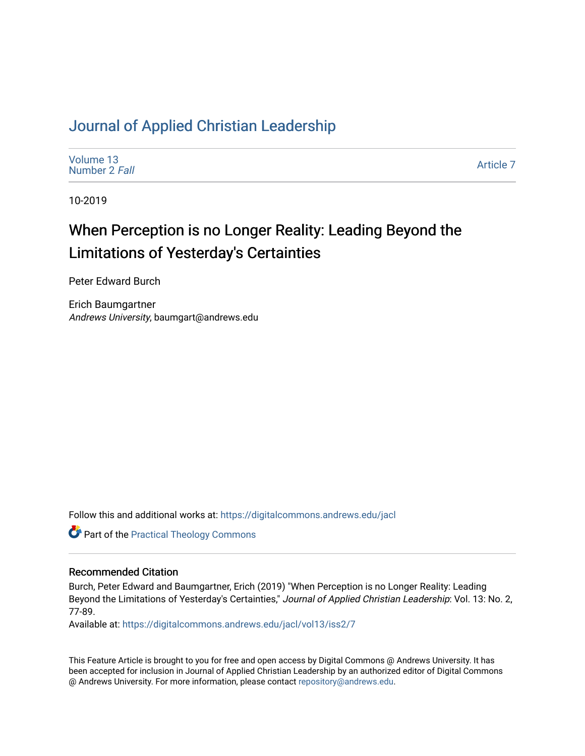# Journal of Applied Christian Leadership

Volume 13
Number 2 *Fall*

Article 7

10-2019

## When Perception is no Longer Reality: Leading Beyond the Limitations of Yesterday's Certainties

Peter Edward Burch

Erich Baumgartner
*Andrews University*, baumgart@andrews.edu

Follow this and additional works at: https://digitalcommons.andrews.edu/jacl

Part of the Practical Theology Commons

### Recommended Citation

Burch, Peter Edward and Baumgartner, Erich (2019) "When Perception is no Longer Reality: Leading Beyond the Limitations of Yesterday's Certainties," *Journal of Applied Christian Leadership*: Vol. 13: No. 2, 77-89.

Available at: https://digitalcommons.andrews.edu/jacl/vol13/iss2/7

This Feature Article is brought to you for free and open access by Digital Commons @ Andrews University. It has been accepted for inclusion in Journal of Applied Christian Leadership by an authorized editor of Digital Commons @ Andrews University. For more information, please contact repository@andrews.edu.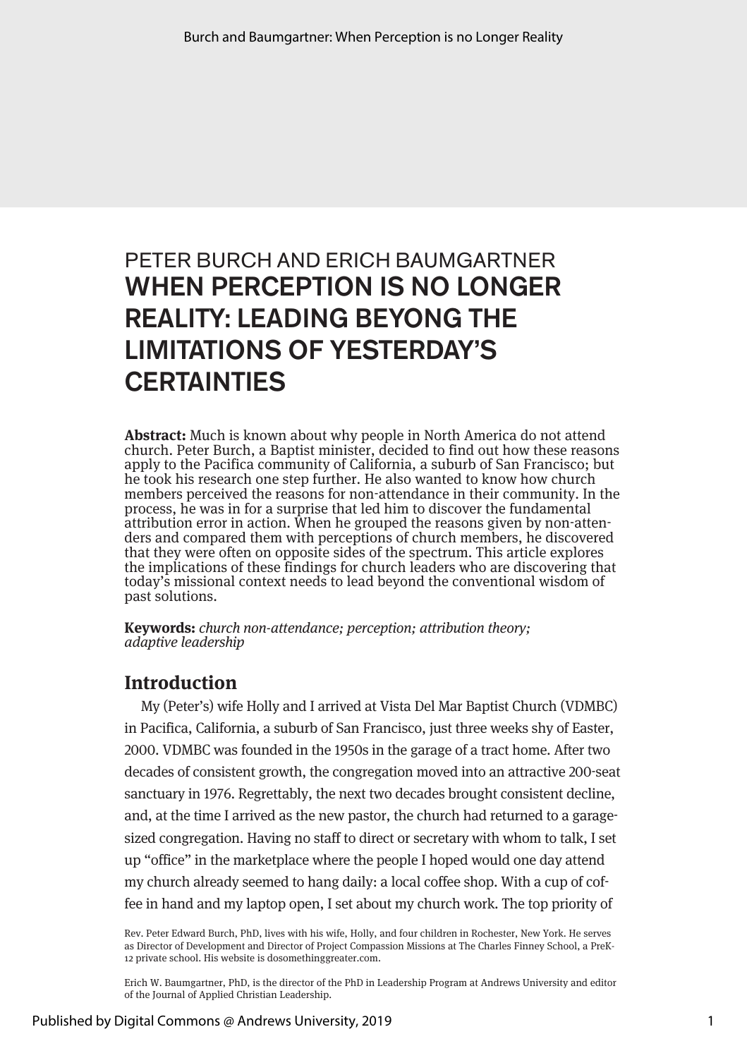PETER BURCH AND ERICH BAUMGARTNER

# WHEN PERCEPTION IS NO LONGER REALITY: LEADING BEYONG THE LIMITATIONS OF YESTERDAY'S CERTAINTIES

**Abstract:** Much is known about why people in North America do not attend church. Peter Burch, a Baptist minister, decided to find out how these reasons apply to the Pacifica community of California, a suburb of San Francisco; but he took his research one step further. He also wanted to know how church members perceived the reasons for non-attendance in their community. In the process, he was in for a surprise that led him to discover the fundamental attribution error in action. When he grouped the reasons given by non-attenders and compared them with perceptions of church members, he discovered that they were often on opposite sides of the spectrum. This article explores the implications of these findings for church leaders who are discovering that today's missional context needs to lead beyond the conventional wisdom of past solutions.

**Keywords:** *church non-attendance; perception; attribution theory; adaptive leadership*

## Introduction

My (Peter's) wife Holly and I arrived at Vista Del Mar Baptist Church (VDMBC) in Pacifica, California, a suburb of San Francisco, just three weeks shy of Easter, 2000. VDMBC was founded in the 1950s in the garage of a tract home. After two decades of consistent growth, the congregation moved into an attractive 200-seat sanctuary in 1976. Regrettably, the next two decades brought consistent decline, and, at the time I arrived as the new pastor, the church had returned to a garage-sized congregation. Having no staff to direct or secretary with whom to talk, I set up "office" in the marketplace where the people I hoped would one day attend my church already seemed to hang daily: a local coffee shop. With a cup of coffee in hand and my laptop open, I set about my church work. The top priority of

Rev. Peter Edward Burch, PhD, lives with his wife, Holly, and four children in Rochester, New York. He serves as Director of Development and Director of Project Compassion Missions at The Charles Finney School, a PreK-12 private school. His website is dosomethinggreater.com.

Erich W. Baumgartner, PhD, is the director of the PhD in Leadership Program at Andrews University and editor of the Journal of Applied Christian Leadership.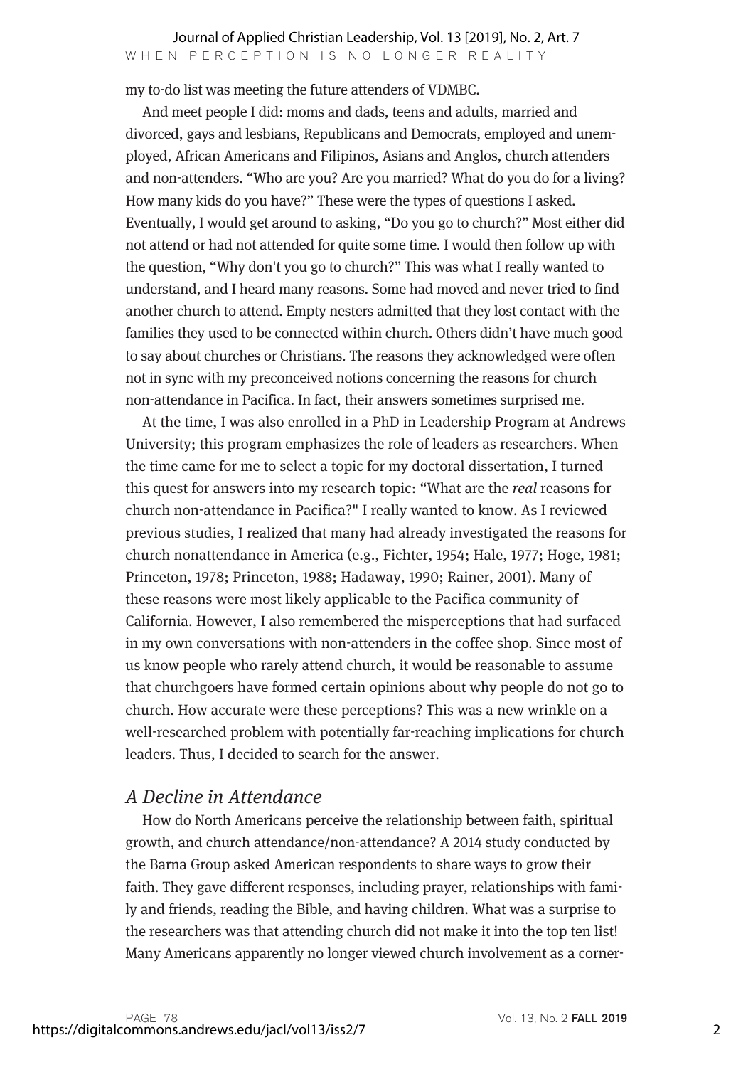my to-do list was meeting the future attenders of VDMBC.

And meet people I did: moms and dads, teens and adults, married and divorced, gays and lesbians, Republicans and Democrats, employed and unemployed, African Americans and Filipinos, Asians and Anglos, church attenders and non-attenders. "Who are you? Are you married? What do you do for a living? How many kids do you have?" These were the types of questions I asked. Eventually, I would get around to asking, "Do you go to church?" Most either did not attend or had not attended for quite some time. I would then follow up with the question, "Why don't you go to church?" This was what I really wanted to understand, and I heard many reasons. Some had moved and never tried to find another church to attend. Empty nesters admitted that they lost contact with the families they used to be connected within church. Others didn't have much good to say about churches or Christians. The reasons they acknowledged were often not in sync with my preconceived notions concerning the reasons for church non-attendance in Pacifica. In fact, their answers sometimes surprised me.

At the time, I was also enrolled in a PhD in Leadership Program at Andrews University; this program emphasizes the role of leaders as researchers. When the time came for me to select a topic for my doctoral dissertation, I turned this quest for answers into my research topic: "What are the *real* reasons for church non-attendance in Pacifica?" I really wanted to know. As I reviewed previous studies, I realized that many had already investigated the reasons for church nonattendance in America (e.g., Fichter, 1954; Hale, 1977; Hoge, 1981; Princeton, 1978; Princeton, 1988; Hadaway, 1990; Rainer, 2001). Many of these reasons were most likely applicable to the Pacifica community of California. However, I also remembered the misperceptions that had surfaced in my own conversations with non-attenders in the coffee shop. Since most of us know people who rarely attend church, it would be reasonable to assume that churchgoers have formed certain opinions about why people do not go to church. How accurate were these perceptions? This was a new wrinkle on a well-researched problem with potentially far-reaching implications for church leaders. Thus, I decided to search for the answer.

## *A Decline in Attendance*

How do North Americans perceive the relationship between faith, spiritual growth, and church attendance/non-attendance? A 2014 study conducted by the Barna Group asked American respondents to share ways to grow their faith. They gave different responses, including prayer, relationships with family and friends, reading the Bible, and having children. What was a surprise to the researchers was that attending church did not make it into the top ten list! Many Americans apparently no longer viewed church involvement as a corner-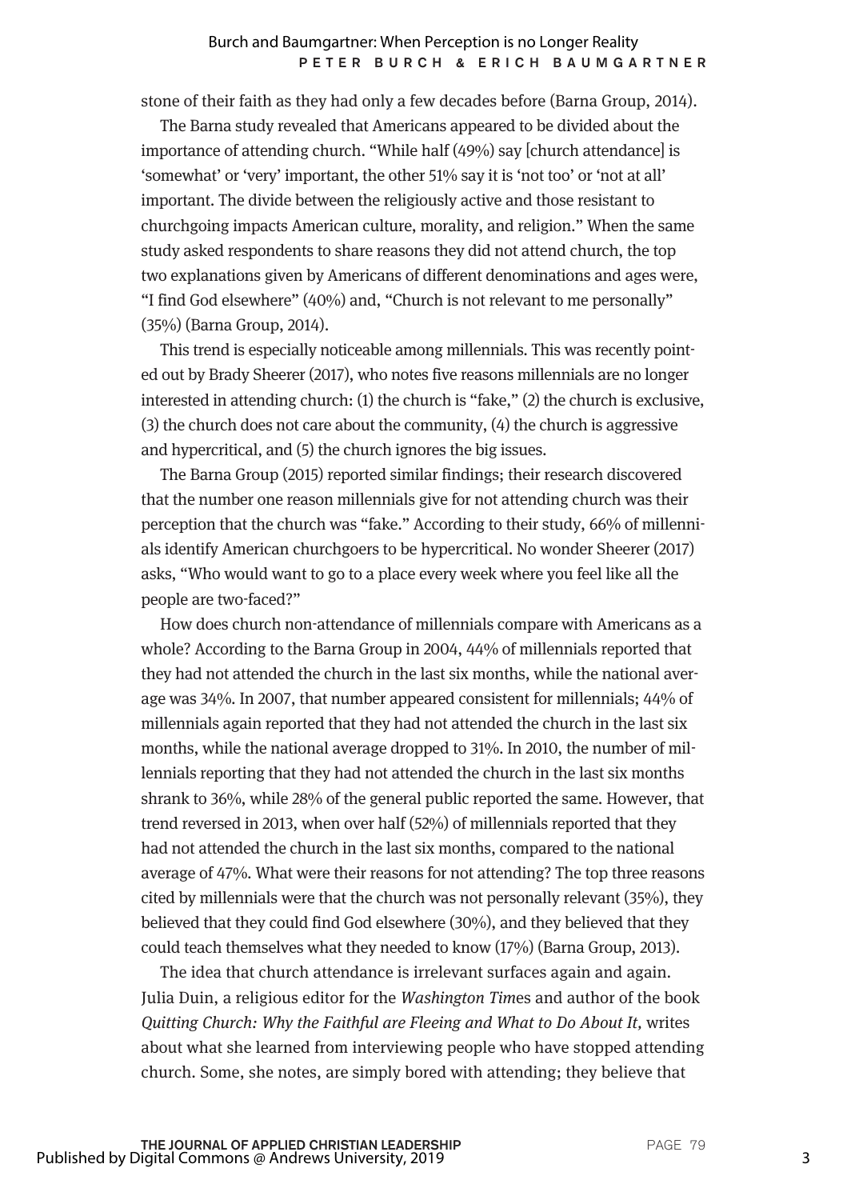stone of their faith as they had only a few decades before (Barna Group, 2014).

The Barna study revealed that Americans appeared to be divided about the importance of attending church. "While half (49%) say [church attendance] is 'somewhat' or 'very' important, the other 51% say it is 'not too' or 'not at all' important. The divide between the religiously active and those resistant to churchgoing impacts American culture, morality, and religion." When the same study asked respondents to share reasons they did not attend church, the top two explanations given by Americans of different denominations and ages were, "I find God elsewhere" (40%) and, "Church is not relevant to me personally" (35%) (Barna Group, 2014).

This trend is especially noticeable among millennials. This was recently pointed out by Brady Sheerer (2017), who notes five reasons millennials are no longer interested in attending church: (1) the church is "fake," (2) the church is exclusive, (3) the church does not care about the community, (4) the church is aggressive and hypercritical, and (5) the church ignores the big issues.

The Barna Group (2015) reported similar findings; their research discovered that the number one reason millennials give for not attending church was their perception that the church was "fake." According to their study, 66% of millennials identify American churchgoers to be hypercritical. No wonder Sheerer (2017) asks, "Who would want to go to a place every week where you feel like all the people are two-faced?"

How does church non-attendance of millennials compare with Americans as a whole? According to the Barna Group in 2004, 44% of millennials reported that they had not attended the church in the last six months, while the national average was 34%. In 2007, that number appeared consistent for millennials; 44% of millennials again reported that they had not attended the church in the last six months, while the national average dropped to 31%. In 2010, the number of millennials reporting that they had not attended the church in the last six months shrank to 36%, while 28% of the general public reported the same. However, that trend reversed in 2013, when over half (52%) of millennials reported that they had not attended the church in the last six months, compared to the national average of 47%. What were their reasons for not attending? The top three reasons cited by millennials were that the church was not personally relevant (35%), they believed that they could find God elsewhere (30%), and they believed that they could teach themselves what they needed to know (17%) (Barna Group, 2013).

The idea that church attendance is irrelevant surfaces again and again. Julia Duin, a religious editor for the *Washington Times* and author of the book *Quitting Church: Why the Faithful are Fleeing and What to Do About It,* writes about what she learned from interviewing people who have stopped attending church. Some, she notes, are simply bored with attending; they believe that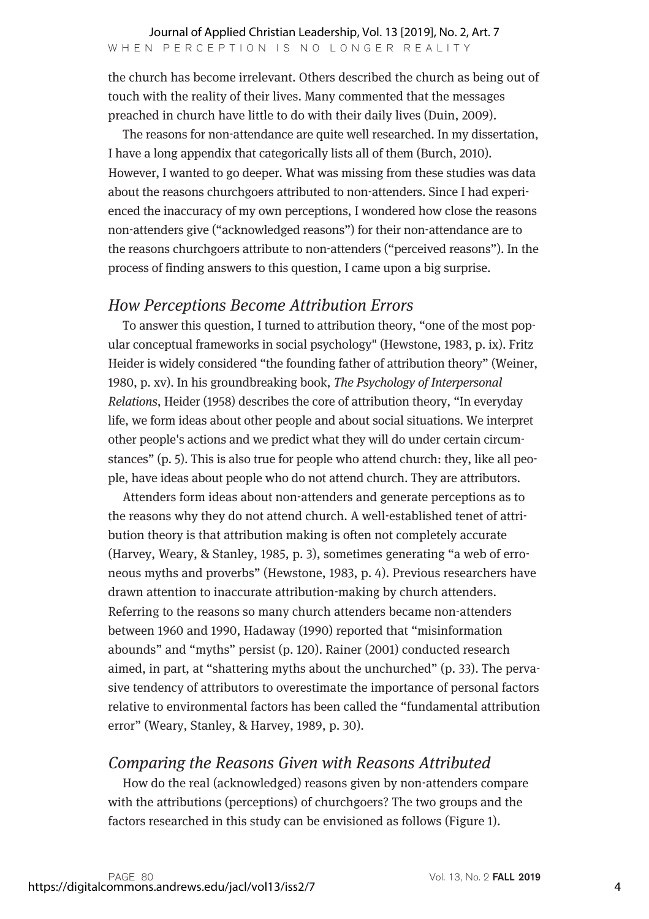the church has become irrelevant. Others described the church as being out of touch with the reality of their lives. Many commented that the messages preached in church have little to do with their daily lives (Duin, 2009).

The reasons for non-attendance are quite well researched. In my dissertation, I have a long appendix that categorically lists all of them (Burch, 2010). However, I wanted to go deeper. What was missing from these studies was data about the reasons churchgoers attributed to non-attenders. Since I had experienced the inaccuracy of my own perceptions, I wondered how close the reasons non-attenders give ("acknowledged reasons") for their non-attendance are to the reasons churchgoers attribute to non-attenders ("perceived reasons"). In the process of finding answers to this question, I came upon a big surprise.

## *How Perceptions Become Attribution Errors*

To answer this question, I turned to attribution theory, "one of the most popular conceptual frameworks in social psychology" (Hewstone, 1983, p. ix). Fritz Heider is widely considered "the founding father of attribution theory" (Weiner, 1980, p. xv). In his groundbreaking book, *The Psychology of Interpersonal Relations*, Heider (1958) describes the core of attribution theory, "In everyday life, we form ideas about other people and about social situations. We interpret other people's actions and we predict what they will do under certain circumstances" (p. 5). This is also true for people who attend church: they, like all people, have ideas about people who do not attend church. They are attributors.

Attenders form ideas about non-attenders and generate perceptions as to the reasons why they do not attend church. A well-established tenet of attribution theory is that attribution making is often not completely accurate (Harvey, Weary, & Stanley, 1985, p. 3), sometimes generating "a web of erroneous myths and proverbs" (Hewstone, 1983, p. 4). Previous researchers have drawn attention to inaccurate attribution-making by church attenders. Referring to the reasons so many church attenders became non-attenders between 1960 and 1990, Hadaway (1990) reported that "misinformation abounds" and "myths" persist (p. 120). Rainer (2001) conducted research aimed, in part, at "shattering myths about the unchurched" (p. 33). The pervasive tendency of attributors to overestimate the importance of personal factors relative to environmental factors has been called the "fundamental attribution error" (Weary, Stanley, & Harvey, 1989, p. 30).

## *Comparing the Reasons Given with Reasons Attributed*

How do the real (acknowledged) reasons given by non-attenders compare with the attributions (perceptions) of churchgoers? The two groups and the factors researched in this study can be envisioned as follows (Figure 1).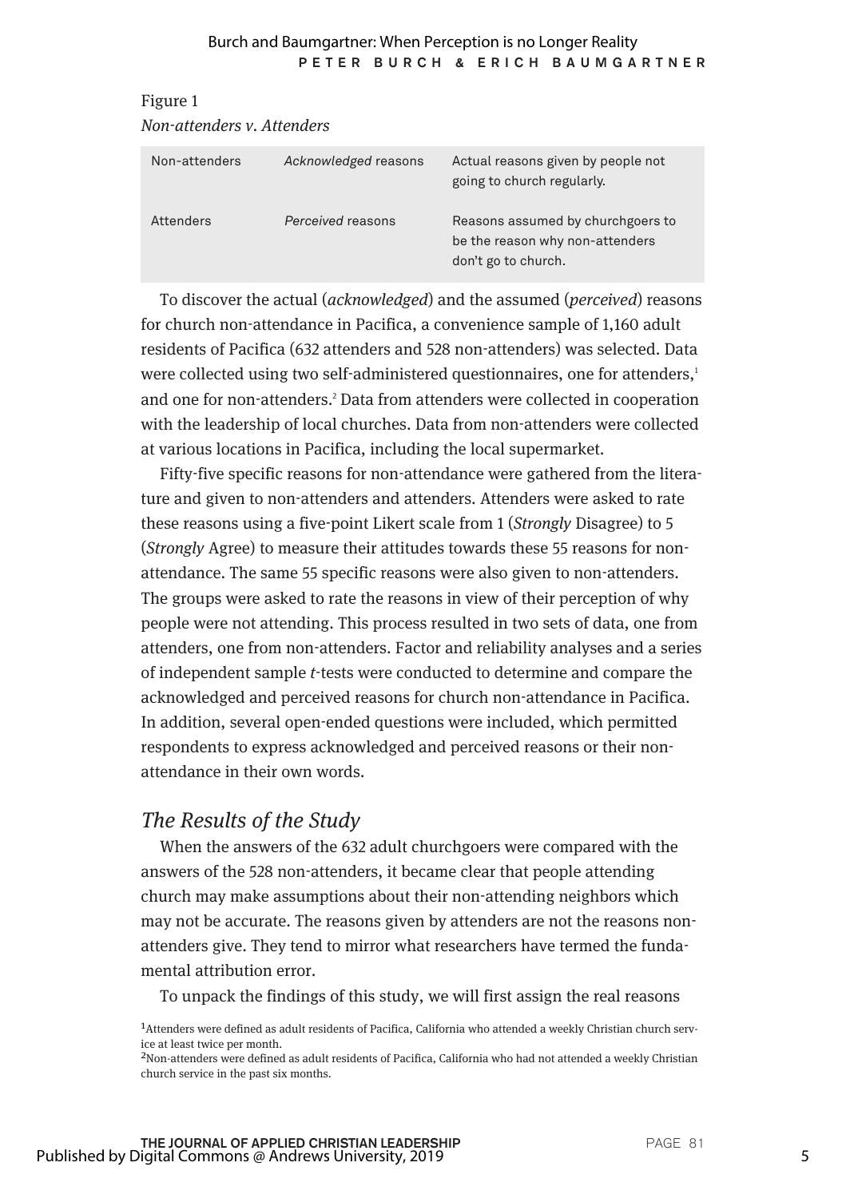Figure 1

*Non-attenders v. Attenders*

| | | |
|---|---|---|
| Non-attenders | *Acknowledged* reasons | Actual reasons given by people not going to church regularly. |
| Attenders | *Perceived* reasons | Reasons assumed by churchgoers to be the reason why non-attenders don't go to church. |

To discover the actual (*acknowledged*) and the assumed (*perceived*) reasons for church non-attendance in Pacifica, a convenience sample of 1,160 adult residents of Pacifica (632 attenders and 528 non-attenders) was selected. Data were collected using two self-administered questionnaires, one for attenders,[1] and one for non-attenders.[2] Data from attenders were collected in cooperation with the leadership of local churches. Data from non-attenders were collected at various locations in Pacifica, including the local supermarket.

Fifty-five specific reasons for non-attendance were gathered from the literature and given to non-attenders and attenders. Attenders were asked to rate these reasons using a five-point Likert scale from 1 (*Strongly* Disagree) to 5 (*Strongly* Agree) to measure their attitudes towards these 55 reasons for non-attendance. The same 55 specific reasons were also given to non-attenders. The groups were asked to rate the reasons in view of their perception of why people were not attending. This process resulted in two sets of data, one from attenders, one from non-attenders. Factor and reliability analyses and a series of independent sample *t*-tests were conducted to determine and compare the acknowledged and perceived reasons for church non-attendance in Pacifica. In addition, several open-ended questions were included, which permitted respondents to express acknowledged and perceived reasons or their non-attendance in their own words.

## *The Results of the Study*

When the answers of the 632 adult churchgoers were compared with the answers of the 528 non-attenders, it became clear that people attending church may make assumptions about their non-attending neighbors which may not be accurate. The reasons given by attenders are not the reasons non-attenders give. They tend to mirror what researchers have termed the fundamental attribution error.

To unpack the findings of this study, we will first assign the real reasons

[1] Attenders were defined as adult residents of Pacifica, California who attended a weekly Christian church service at least twice per month.

[2] Non-attenders were defined as adult residents of Pacifica, California who had not attended a weekly Christian church service in the past six months.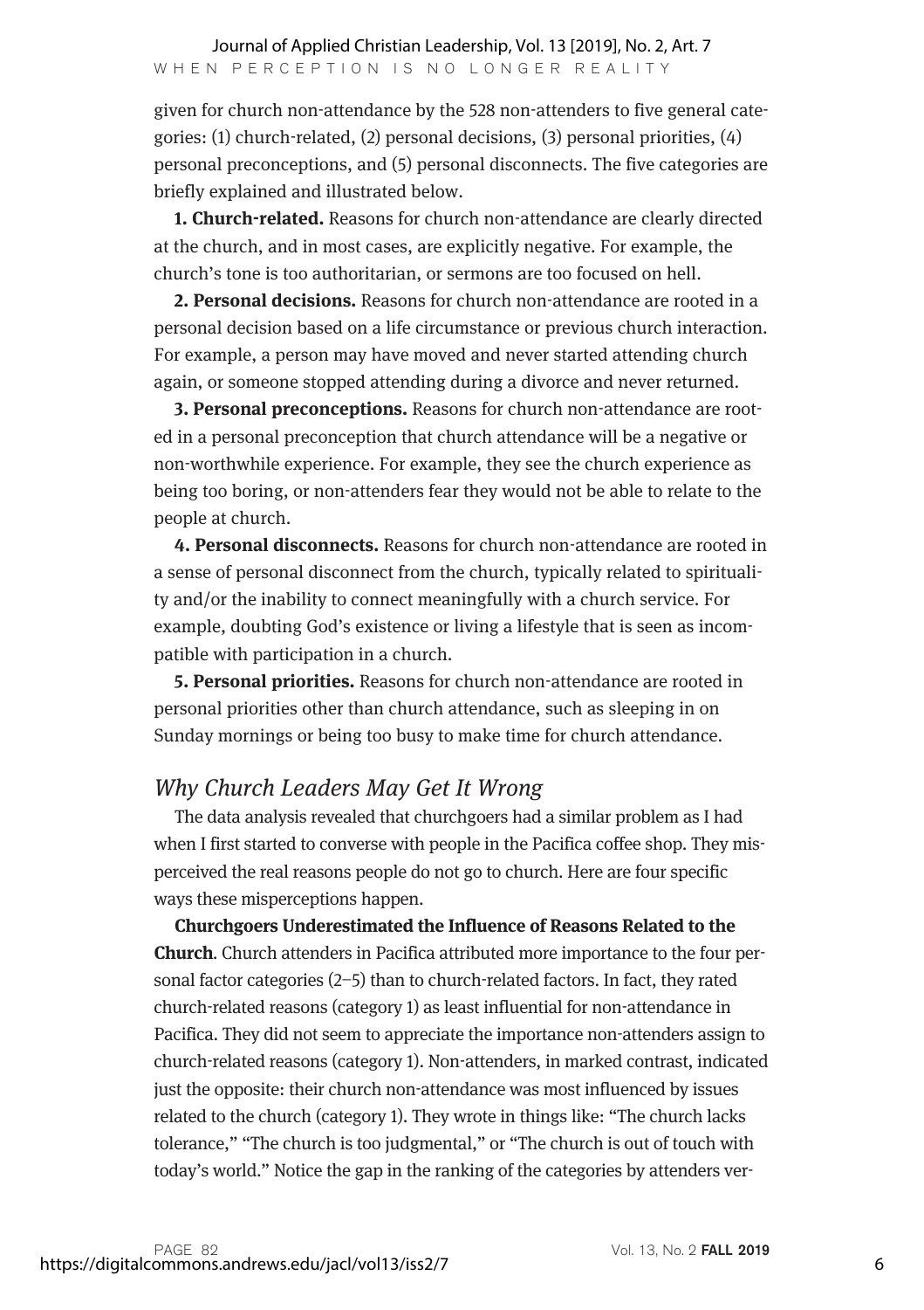given for church non-attendance by the 528 non-attenders to five general categories: (1) church-related, (2) personal decisions, (3) personal priorities, (4) personal preconceptions, and (5) personal disconnects. The five categories are briefly explained and illustrated below.

**1. Church-related.** Reasons for church non-attendance are clearly directed at the church, and in most cases, are explicitly negative. For example, the church's tone is too authoritarian, or sermons are too focused on hell.

**2. Personal decisions.** Reasons for church non-attendance are rooted in a personal decision based on a life circumstance or previous church interaction. For example, a person may have moved and never started attending church again, or someone stopped attending during a divorce and never returned.

**3. Personal preconceptions.** Reasons for church non-attendance are rooted in a personal preconception that church attendance will be a negative or non-worthwhile experience. For example, they see the church experience as being too boring, or non-attenders fear they would not be able to relate to the people at church.

**4. Personal disconnects.** Reasons for church non-attendance are rooted in a sense of personal disconnect from the church, typically related to spirituality and/or the inability to connect meaningfully with a church service. For example, doubting God's existence or living a lifestyle that is seen as incompatible with participation in a church.

**5. Personal priorities.** Reasons for church non-attendance are rooted in personal priorities other than church attendance, such as sleeping in on Sunday mornings or being too busy to make time for church attendance.

## *Why Church Leaders May Get It Wrong*

The data analysis revealed that churchgoers had a similar problem as I had when I first started to converse with people in the Pacifica coffee shop. They misperceived the real reasons people do not go to church. Here are four specific ways these misperceptions happen.

**Churchgoers Underestimated the Influence of Reasons Related to the Church**. Church attenders in Pacifica attributed more importance to the four personal factor categories (2–5) than to church-related factors. In fact, they rated church-related reasons (category 1) as least influential for non-attendance in Pacifica. They did not seem to appreciate the importance non-attenders assign to church-related reasons (category 1). Non-attenders, in marked contrast, indicated just the opposite: their church non-attendance was most influenced by issues related to the church (category 1). They wrote in things like: "The church lacks tolerance," "The church is too judgmental," or "The church is out of touch with today's world." Notice the gap in the ranking of the categories by attenders ver-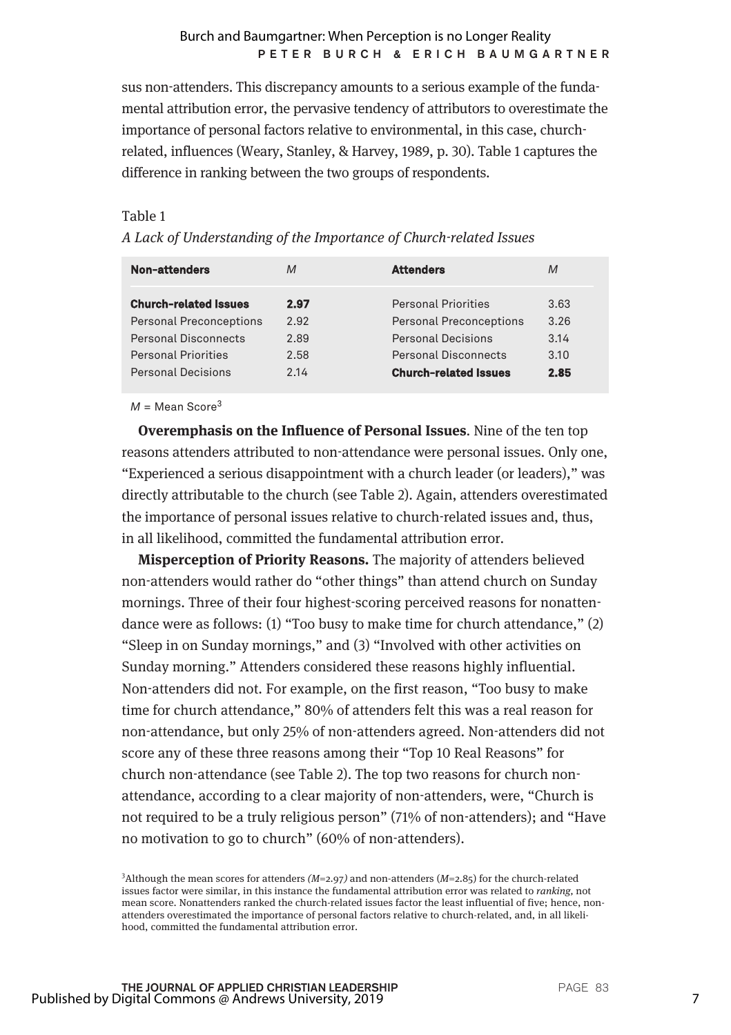sus non-attenders. This discrepancy amounts to a serious example of the fundamental attribution error, the pervasive tendency of attributors to overestimate the importance of personal factors relative to environmental, in this case, church-related, influences (Weary, Stanley, & Harvey, 1989, p. 30). Table 1 captures the difference in ranking between the two groups of respondents.

Table 1

*A Lack of Understanding of the Importance of Church-related Issues*

| **Non-attenders** | *M* | **Attenders** | *M* |
|---|---|---|---|
| **Church-related Issues** | **2.97** | Personal Priorities | 3.63 |
| Personal Preconceptions | 2.92 | Personal Preconceptions | 3.26 |
| Personal Disconnects | 2.89 | Personal Decisions | 3.14 |
| Personal Priorities | 2.58 | Personal Disconnects | 3.10 |
| Personal Decisions | 2.14 | **Church-related Issues** | **2.85** |

*M* = Mean Score[3]

**Overemphasis on the Influence of Personal Issues**. Nine of the ten top reasons attenders attributed to non-attendance were personal issues. Only one, "Experienced a serious disappointment with a church leader (or leaders)," was directly attributable to the church (see Table 2). Again, attenders overestimated the importance of personal issues relative to church-related issues and, thus, in all likelihood, committed the fundamental attribution error.

**Misperception of Priority Reasons.** The majority of attenders believed non-attenders would rather do "other things" than attend church on Sunday mornings. Three of their four highest-scoring perceived reasons for nonattendance were as follows: (1) "Too busy to make time for church attendance," (2) "Sleep in on Sunday mornings," and (3) "Involved with other activities on Sunday morning." Attenders considered these reasons highly influential. Non-attenders did not. For example, on the first reason, "Too busy to make time for church attendance," 80% of attenders felt this was a real reason for non-attendance, but only 25% of non-attenders agreed. Non-attenders did not score any of these three reasons among their "Top 10 Real Reasons" for church non-attendance (see Table 2). The top two reasons for church non-attendance, according to a clear majority of non-attenders, were, "Church is not required to be a truly religious person" (71% of non-attenders); and "Have no motivation to go to church" (60% of non-attenders).

[3]Although the mean scores for attenders *(M=2.97)* and non-attenders (*M*=2.85) for the church-related issues factor were similar, in this instance the fundamental attribution error was related to *ranking,* not mean score. Nonattenders ranked the church-related issues factor the least influential of five; hence, non-attenders overestimated the importance of personal factors relative to church-related, and, in all likelihood, committed the fundamental attribution error.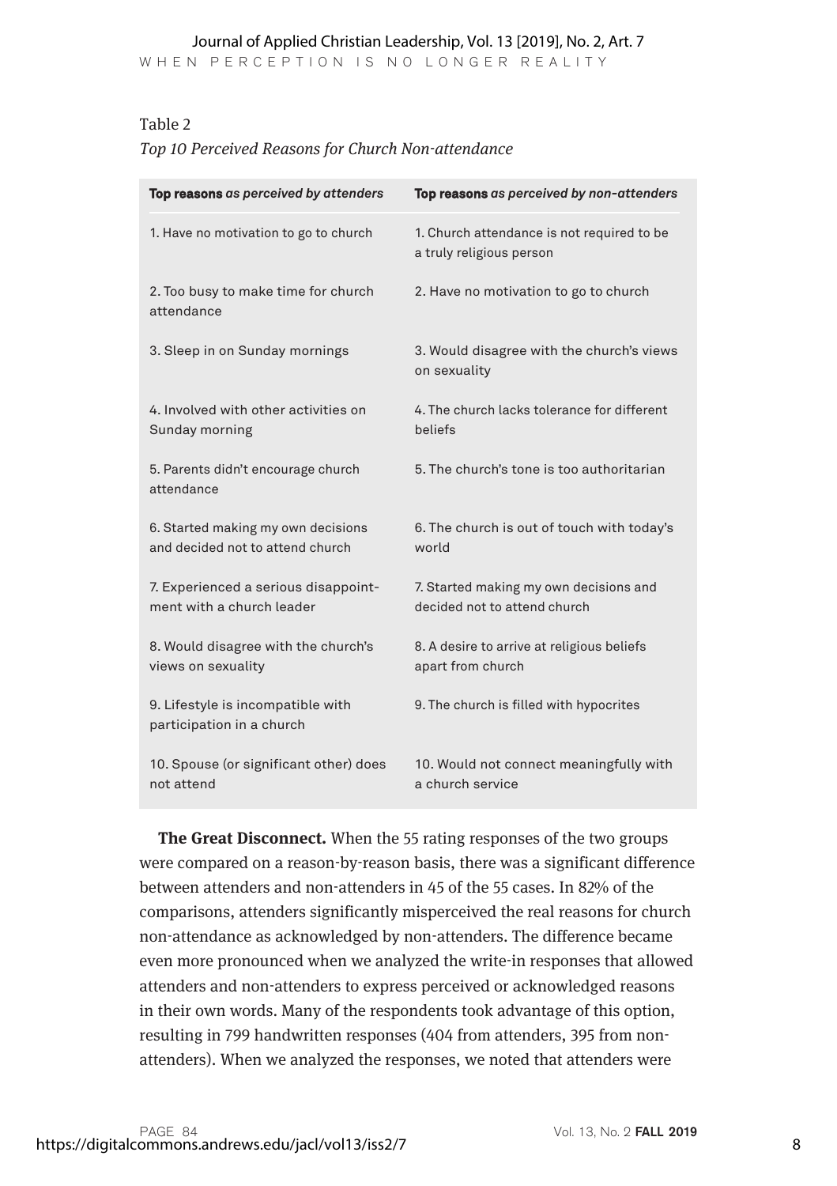Table 2

*Top 10 Perceived Reasons for Church Non-attendance*

| **Top reasons** *as perceived by attenders* | **Top reasons** *as perceived by non-attenders* |
|---|---|
| 1. Have no motivation to go to church | 1. Church attendance is not required to be a truly religious person |
| 2. Too busy to make time for church attendance | 2. Have no motivation to go to church |
| 3. Sleep in on Sunday mornings | 3. Would disagree with the church's views on sexuality |
| 4. Involved with other activities on Sunday morning | 4. The church lacks tolerance for different beliefs |
| 5. Parents didn't encourage church attendance | 5. The church's tone is too authoritarian |
| 6. Started making my own decisions and decided not to attend church | 6. The church is out of touch with today's world |
| 7. Experienced a serious disappointment with a church leader | 7. Started making my own decisions and decided not to attend church |
| 8. Would disagree with the church's views on sexuality | 8. A desire to arrive at religious beliefs apart from church |
| 9. Lifestyle is incompatible with participation in a church | 9. The church is filled with hypocrites |
| 10. Spouse (or significant other) does not attend | 10. Would not connect meaningfully with a church service |

**The Great Disconnect.** When the 55 rating responses of the two groups were compared on a reason-by-reason basis, there was a significant difference between attenders and non-attenders in 45 of the 55 cases. In 82% of the comparisons, attenders significantly misperceived the real reasons for church non-attendance as acknowledged by non-attenders. The difference became even more pronounced when we analyzed the write-in responses that allowed attenders and non-attenders to express perceived or acknowledged reasons in their own words. Many of the respondents took advantage of this option, resulting in 799 handwritten responses (404 from attenders, 395 from non-attenders). When we analyzed the responses, we noted that attenders were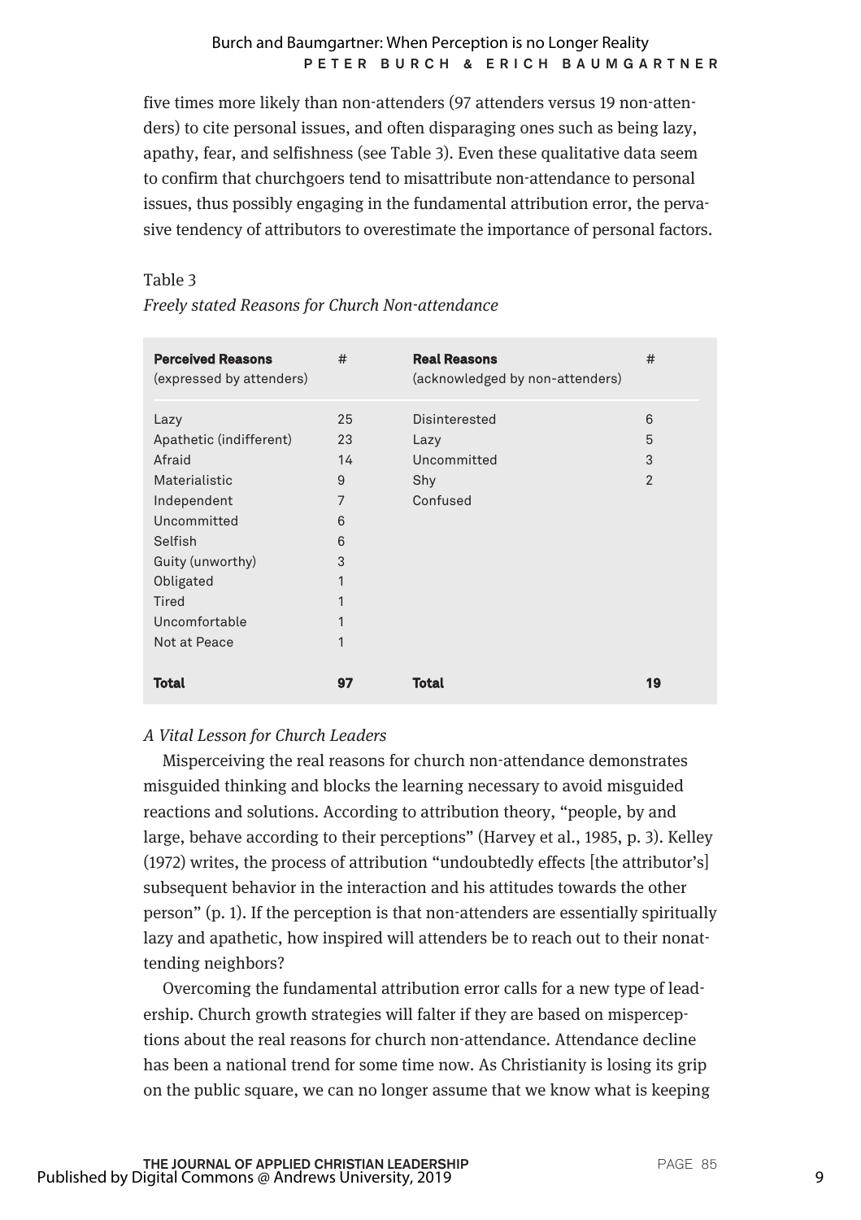five times more likely than non-attenders (97 attenders versus 19 non-attenders) to cite personal issues, and often disparaging ones such as being lazy, apathy, fear, and selfishness (see Table 3). Even these qualitative data seem to confirm that churchgoers tend to misattribute non-attendance to personal issues, thus possibly engaging in the fundamental attribution error, the pervasive tendency of attributors to overestimate the importance of personal factors.

Table 3

*Freely stated Reasons for Church Non-attendance*

| **Perceived Reasons** (expressed by attenders) | # | **Real Reasons** (acknowledged by non-attenders) | # |
|---|---|---|---|
| Lazy | 25 | Disinterested | 6 |
| Apathetic (indifferent) | 23 | Lazy | 5 |
| Afraid | 14 | Uncommitted | 3 |
| Materialistic | 9 | Shy | 2 |
| Independent | 7 | Confused | |
| Uncommitted | 6 | | |
| Selfish | 6 | | |
| Guity (unworthy) | 3 | | |
| Obligated | 1 | | |
| Tired | 1 | | |
| Uncomfortable | 1 | | |
| Not at Peace | 1 | | |
| **Total** | **97** | **Total** | **19** |

*A Vital Lesson for Church Leaders*

Misperceiving the real reasons for church non-attendance demonstrates misguided thinking and blocks the learning necessary to avoid misguided reactions and solutions. According to attribution theory, "people, by and large, behave according to their perceptions" (Harvey et al., 1985, p. 3). Kelley (1972) writes, the process of attribution "undoubtedly effects [the attributor's] subsequent behavior in the interaction and his attitudes towards the other person" (p. 1). If the perception is that non-attenders are essentially spiritually lazy and apathetic, how inspired will attenders be to reach out to their nonattending neighbors?

Overcoming the fundamental attribution error calls for a new type of leadership. Church growth strategies will falter if they are based on misperceptions about the real reasons for church non-attendance. Attendance decline has been a national trend for some time now. As Christianity is losing its grip on the public square, we can no longer assume that we know what is keeping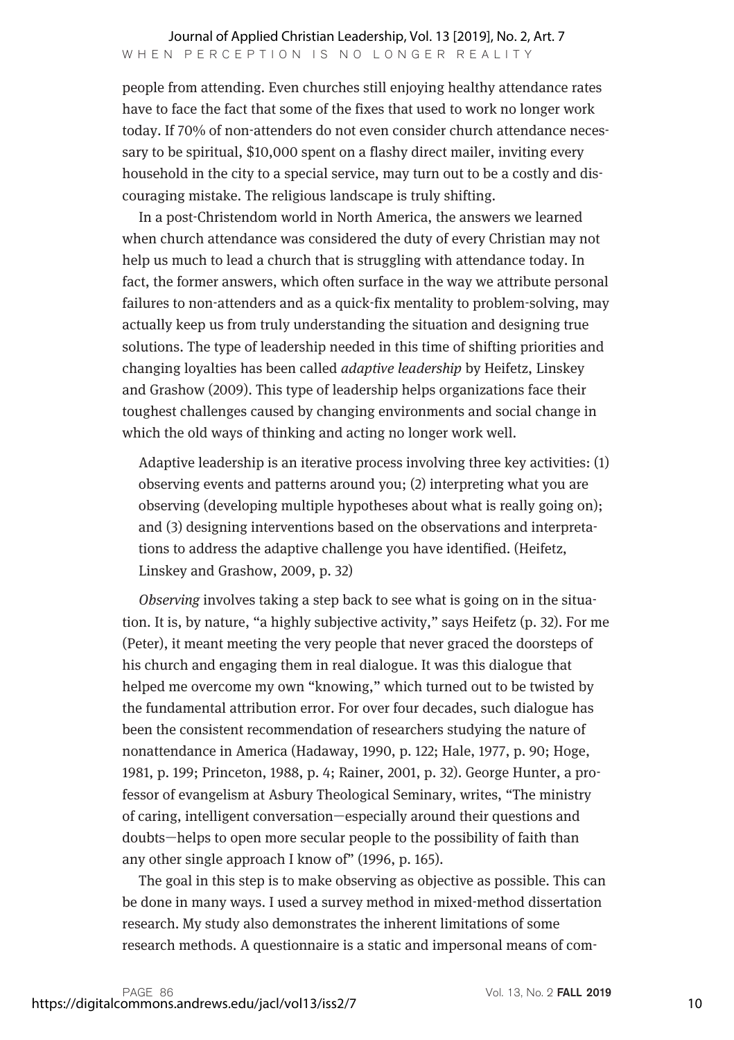people from attending. Even churches still enjoying healthy attendance rates have to face the fact that some of the fixes that used to work no longer work today. If 70% of non-attenders do not even consider church attendance necessary to be spiritual, $10,000 spent on a flashy direct mailer, inviting every household in the city to a special service, may turn out to be a costly and discouraging mistake. The religious landscape is truly shifting.

In a post-Christendom world in North America, the answers we learned when church attendance was considered the duty of every Christian may not help us much to lead a church that is struggling with attendance today. In fact, the former answers, which often surface in the way we attribute personal failures to non-attenders and as a quick-fix mentality to problem-solving, may actually keep us from truly understanding the situation and designing true solutions. The type of leadership needed in this time of shifting priorities and changing loyalties has been called *adaptive leadership* by Heifetz, Linskey and Grashow (2009). This type of leadership helps organizations face their toughest challenges caused by changing environments and social change in which the old ways of thinking and acting no longer work well.

> Adaptive leadership is an iterative process involving three key activities: (1) observing events and patterns around you; (2) interpreting what you are observing (developing multiple hypotheses about what is really going on); and (3) designing interventions based on the observations and interpretations to address the adaptive challenge you have identified. (Heifetz, Linskey and Grashow, 2009, p. 32)

*Observing* involves taking a step back to see what is going on in the situation. It is, by nature, "a highly subjective activity," says Heifetz (p. 32). For me (Peter), it meant meeting the very people that never graced the doorsteps of his church and engaging them in real dialogue. It was this dialogue that helped me overcome my own "knowing," which turned out to be twisted by the fundamental attribution error. For over four decades, such dialogue has been the consistent recommendation of researchers studying the nature of nonattendance in America (Hadaway, 1990, p. 122; Hale, 1977, p. 90; Hoge, 1981, p. 199; Princeton, 1988, p. 4; Rainer, 2001, p. 32). George Hunter, a professor of evangelism at Asbury Theological Seminary, writes, "The ministry of caring, intelligent conversation—especially around their questions and doubts—helps to open more secular people to the possibility of faith than any other single approach I know of" (1996, p. 165).

The goal in this step is to make observing as objective as possible. This can be done in many ways. I used a survey method in mixed-method dissertation research. My study also demonstrates the inherent limitations of some research methods. A questionnaire is a static and impersonal means of com-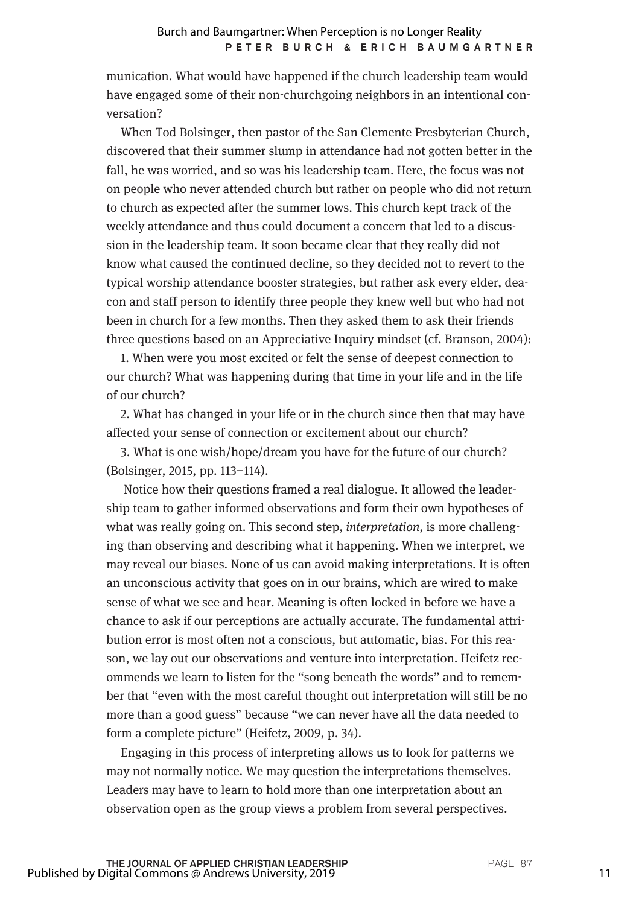munication. What would have happened if the church leadership team would have engaged some of their non-churchgoing neighbors in an intentional conversation?

When Tod Bolsinger, then pastor of the San Clemente Presbyterian Church, discovered that their summer slump in attendance had not gotten better in the fall, he was worried, and so was his leadership team. Here, the focus was not on people who never attended church but rather on people who did not return to church as expected after the summer lows. This church kept track of the weekly attendance and thus could document a concern that led to a discussion in the leadership team. It soon became clear that they really did not know what caused the continued decline, so they decided not to revert to the typical worship attendance booster strategies, but rather ask every elder, deacon and staff person to identify three people they knew well but who had not been in church for a few months. Then they asked them to ask their friends three questions based on an Appreciative Inquiry mindset (cf. Branson, 2004):

1. When were you most excited or felt the sense of deepest connection to our church? What was happening during that time in your life and in the life of our church?

2. What has changed in your life or in the church since then that may have affected your sense of connection or excitement about our church?

3. What is one wish/hope/dream you have for the future of our church? (Bolsinger, 2015, pp. 113–114).

Notice how their questions framed a real dialogue. It allowed the leadership team to gather informed observations and form their own hypotheses of what was really going on. This second step, *interpretation*, is more challenging than observing and describing what it happening. When we interpret, we may reveal our biases. None of us can avoid making interpretations. It is often an unconscious activity that goes on in our brains, which are wired to make sense of what we see and hear. Meaning is often locked in before we have a chance to ask if our perceptions are actually accurate. The fundamental attribution error is most often not a conscious, but automatic, bias. For this reason, we lay out our observations and venture into interpretation. Heifetz recommends we learn to listen for the "song beneath the words" and to remember that "even with the most careful thought out interpretation will still be no more than a good guess" because "we can never have all the data needed to form a complete picture" (Heifetz, 2009, p. 34).

Engaging in this process of interpreting allows us to look for patterns we may not normally notice. We may question the interpretations themselves. Leaders may have to learn to hold more than one interpretation about an observation open as the group views a problem from several perspectives.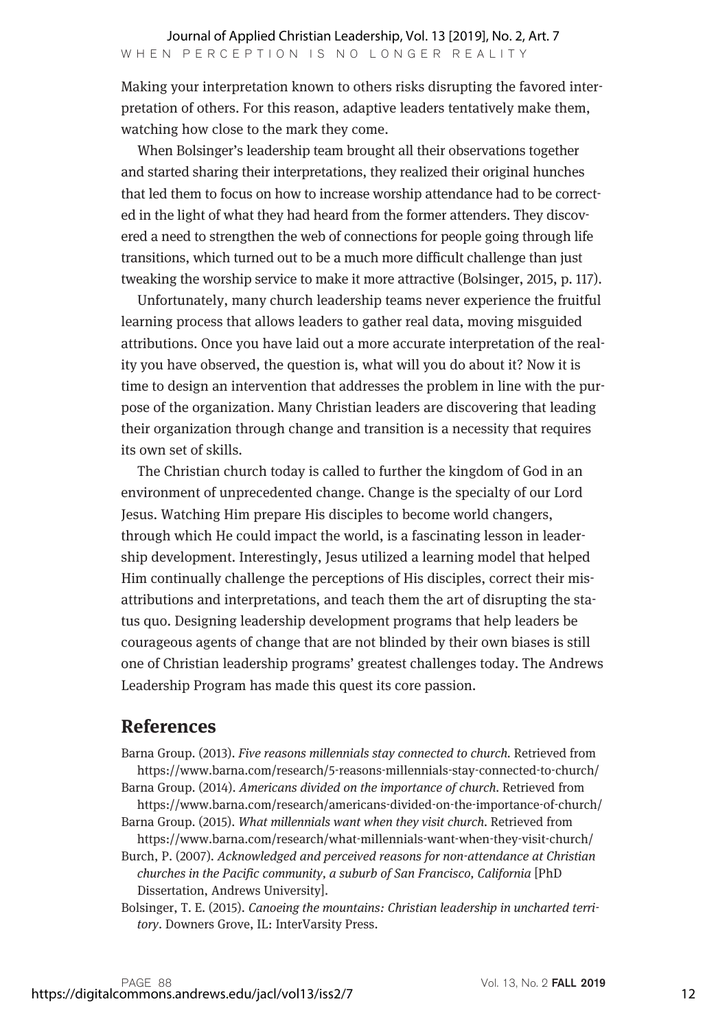Making your interpretation known to others risks disrupting the favored interpretation of others. For this reason, adaptive leaders tentatively make them, watching how close to the mark they come.

When Bolsinger's leadership team brought all their observations together and started sharing their interpretations, they realized their original hunches that led them to focus on how to increase worship attendance had to be corrected in the light of what they had heard from the former attenders. They discovered a need to strengthen the web of connections for people going through life transitions, which turned out to be a much more difficult challenge than just tweaking the worship service to make it more attractive (Bolsinger, 2015, p. 117).

Unfortunately, many church leadership teams never experience the fruitful learning process that allows leaders to gather real data, moving misguided attributions. Once you have laid out a more accurate interpretation of the reality you have observed, the question is, what will you do about it? Now it is time to design an intervention that addresses the problem in line with the purpose of the organization. Many Christian leaders are discovering that leading their organization through change and transition is a necessity that requires its own set of skills.

The Christian church today is called to further the kingdom of God in an environment of unprecedented change. Change is the specialty of our Lord Jesus. Watching Him prepare His disciples to become world changers, through which He could impact the world, is a fascinating lesson in leadership development. Interestingly, Jesus utilized a learning model that helped Him continually challenge the perceptions of His disciples, correct their misattributions and interpretations, and teach them the art of disrupting the status quo. Designing leadership development programs that help leaders be courageous agents of change that are not blinded by their own biases is still one of Christian leadership programs' greatest challenges today. The Andrews Leadership Program has made this quest its core passion.

## References

Barna Group. (2013). *Five reasons millennials stay connected to church*. Retrieved from https://www.barna.com/research/5-reasons-millennials-stay-connected-to-church/

Barna Group. (2014). *Americans divided on the importance of church*. Retrieved from https://www.barna.com/research/americans-divided-on-the-importance-of-church/

Barna Group. (2015). *What millennials want when they visit church*. Retrieved from https://www.barna.com/research/what-millennials-want-when-they-visit-church/

Burch, P. (2007). *Acknowledged and perceived reasons for non-attendance at Christian churches in the Pacific community, a suburb of San Francisco, California* [PhD Dissertation, Andrews University].

Bolsinger, T. E. (2015). *Canoeing the mountains: Christian leadership in uncharted territory*. Downers Grove, IL: InterVarsity Press.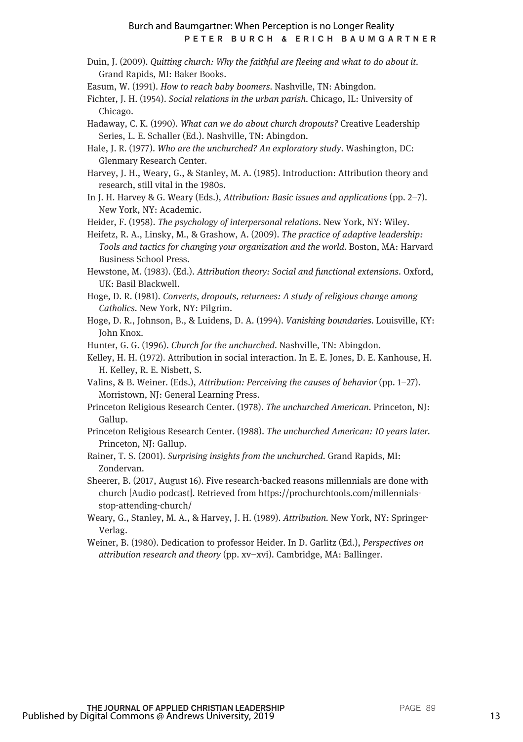Duin, J. (2009). *Quitting church: Why the faithful are fleeing and what to do about it*. Grand Rapids, MI: Baker Books.

Easum, W. (1991). *How to reach baby boomers*. Nashville, TN: Abingdon.

Fichter, J. H. (1954). *Social relations in the urban parish*. Chicago, IL: University of Chicago.

Hadaway, C. K. (1990). *What can we do about church dropouts?* Creative Leadership Series, L. E. Schaller (Ed.). Nashville, TN: Abingdon.

Hale, J. R. (1977). *Who are the unchurched? An exploratory study*. Washington, DC: Glenmary Research Center.

Harvey, J. H., Weary, G., & Stanley, M. A. (1985). Introduction: Attribution theory and research, still vital in the 1980s.

In J. H. Harvey & G. Weary (Eds.), *Attribution: Basic issues and applications* (pp. 2–7). New York, NY: Academic.

Heider, F. (1958). *The psychology of interpersonal relations*. New York, NY: Wiley.

Heifetz, R. A., Linsky, M., & Grashow, A. (2009). *The practice of adaptive leadership: Tools and tactics for changing your organization and the world*. Boston, MA: Harvard Business School Press.

Hewstone, M. (1983). (Ed.). *Attribution theory: Social and functional extensions*. Oxford, UK: Basil Blackwell.

Hoge, D. R. (1981). *Converts, dropouts, returnees: A study of religious change among Catholics*. New York, NY: Pilgrim.

Hoge, D. R., Johnson, B., & Luidens, D. A. (1994). *Vanishing boundaries*. Louisville, KY: John Knox.

Hunter, G. G. (1996). *Church for the unchurched*. Nashville, TN: Abingdon.

Kelley, H. H. (1972). Attribution in social interaction. In E. E. Jones, D. E. Kanhouse, H. H. Kelley, R. E. Nisbett, S.

Valins, & B. Weiner. (Eds.), *Attribution: Perceiving the causes of behavior* (pp. 1–27). Morristown, NJ: General Learning Press.

Princeton Religious Research Center. (1978). *The unchurched American*. Princeton, NJ: Gallup.

Princeton Religious Research Center. (1988). *The unchurched American: 10 years later*. Princeton, NJ: Gallup.

Rainer, T. S. (2001). *Surprising insights from the unchurched*. Grand Rapids, MI: Zondervan.

Sheerer, B. (2017, August 16). Five research-backed reasons millennials are done with church [Audio podcast]. Retrieved from https://prochurchtools.com/millennials-stop-attending-church/

Weary, G., Stanley, M. A., & Harvey, J. H. (1989). *Attribution*. New York, NY: Springer-Verlag.

Weiner, B. (1980). Dedication to professor Heider. In D. Garlitz (Ed.), *Perspectives on attribution research and theory* (pp. xv–xvi). Cambridge, MA: Ballinger.